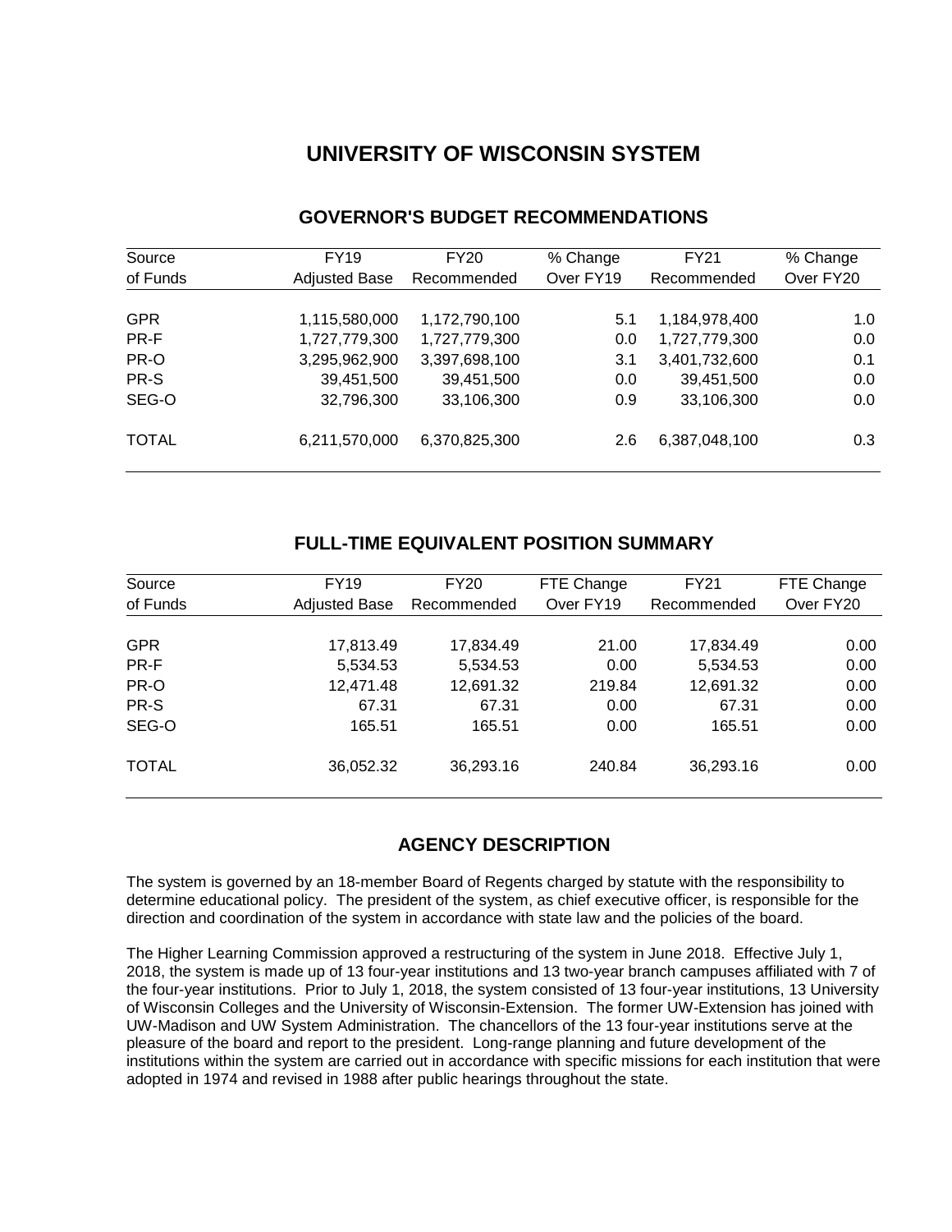# UNIVERSITY OF WISCONSIN SYSTEM

## GOVERNOR'S BUDGET RECOMMENDATIONS

| Source of Funds | FY19 Adjusted Base | FY20 Recommended | % Change Over FY19 | FY21 Recommended | % Change Over FY20 |
|---|---|---|---|---|---|
| GPR | 1,115,580,000 | 1,172,790,100 | 5.1 | 1,184,978,400 | 1.0 |
| PR-F | 1,727,779,300 | 1,727,779,300 | 0.0 | 1,727,779,300 | 0.0 |
| PR-O | 3,295,962,900 | 3,397,698,100 | 3.1 | 3,401,732,600 | 0.1 |
| PR-S | 39,451,500 | 39,451,500 | 0.0 | 39,451,500 | 0.0 |
| SEG-O | 32,796,300 | 33,106,300 | 0.9 | 33,106,300 | 0.0 |
| TOTAL | 6,211,570,000 | 6,370,825,300 | 2.6 | 6,387,048,100 | 0.3 |

## FULL-TIME EQUIVALENT POSITION SUMMARY

| Source of Funds | FY19 Adjusted Base | FY20 Recommended | FTE Change Over FY19 | FY21 Recommended | FTE Change Over FY20 |
|---|---|---|---|---|---|
| GPR | 17,813.49 | 17,834.49 | 21.00 | 17,834.49 | 0.00 |
| PR-F | 5,534.53 | 5,534.53 | 0.00 | 5,534.53 | 0.00 |
| PR-O | 12,471.48 | 12,691.32 | 219.84 | 12,691.32 | 0.00 |
| PR-S | 67.31 | 67.31 | 0.00 | 67.31 | 0.00 |
| SEG-O | 165.51 | 165.51 | 0.00 | 165.51 | 0.00 |
| TOTAL | 36,052.32 | 36,293.16 | 240.84 | 36,293.16 | 0.00 |

## AGENCY DESCRIPTION

The system is governed by an 18-member Board of Regents charged by statute with the responsibility to determine educational policy. The president of the system, as chief executive officer, is responsible for the direction and coordination of the system in accordance with state law and the policies of the board.

The Higher Learning Commission approved a restructuring of the system in June 2018. Effective July 1, 2018, the system is made up of 13 four-year institutions and 13 two-year branch campuses affiliated with 7 of the four-year institutions. Prior to July 1, 2018, the system consisted of 13 four-year institutions, 13 University of Wisconsin Colleges and the University of Wisconsin-Extension. The former UW-Extension has joined with UW-Madison and UW System Administration. The chancellors of the 13 four-year institutions serve at the pleasure of the board and report to the president. Long-range planning and future development of the institutions within the system are carried out in accordance with specific missions for each institution that were adopted in 1974 and revised in 1988 after public hearings throughout the state.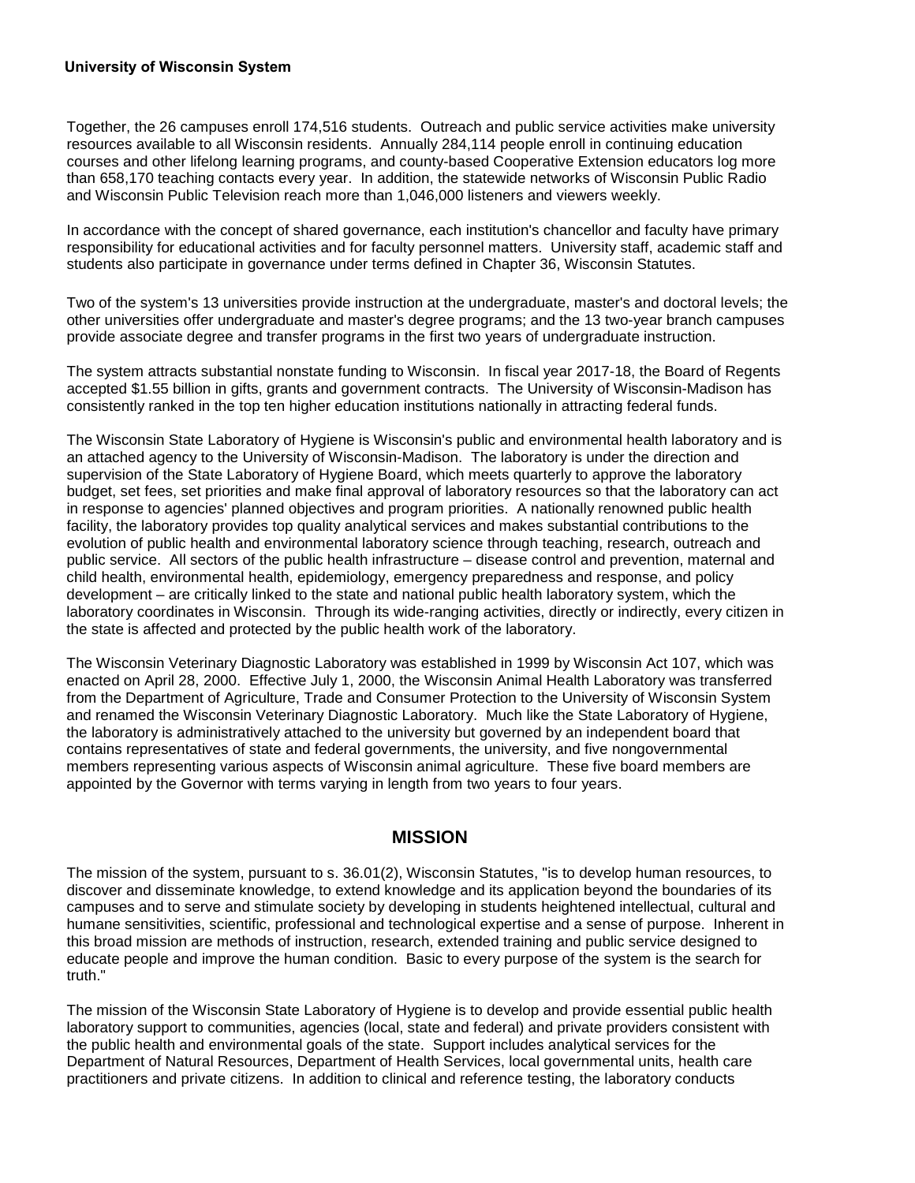Together, the 26 campuses enroll 174,516 students. Outreach and public service activities make university resources available to all Wisconsin residents. Annually 284,114 people enroll in continuing education courses and other lifelong learning programs, and county-based Cooperative Extension educators log more than 658,170 teaching contacts every year. In addition, the statewide networks of Wisconsin Public Radio and Wisconsin Public Television reach more than 1,046,000 listeners and viewers weekly.

In accordance with the concept of shared governance, each institution's chancellor and faculty have primary responsibility for educational activities and for faculty personnel matters. University staff, academic staff and students also participate in governance under terms defined in Chapter 36, Wisconsin Statutes.

Two of the system's 13 universities provide instruction at the undergraduate, master's and doctoral levels; the other universities offer undergraduate and master's degree programs; and the 13 two-year branch campuses provide associate degree and transfer programs in the first two years of undergraduate instruction.

The system attracts substantial nonstate funding to Wisconsin. In fiscal year 2017-18, the Board of Regents accepted $1.55 billion in gifts, grants and government contracts. The University of Wisconsin-Madison has consistently ranked in the top ten higher education institutions nationally in attracting federal funds.

The Wisconsin State Laboratory of Hygiene is Wisconsin's public and environmental health laboratory and is an attached agency to the University of Wisconsin-Madison. The laboratory is under the direction and supervision of the State Laboratory of Hygiene Board, which meets quarterly to approve the laboratory budget, set fees, set priorities and make final approval of laboratory resources so that the laboratory can act in response to agencies' planned objectives and program priorities. A nationally renowned public health facility, the laboratory provides top quality analytical services and makes substantial contributions to the evolution of public health and environmental laboratory science through teaching, research, outreach and public service. All sectors of the public health infrastructure – disease control and prevention, maternal and child health, environmental health, epidemiology, emergency preparedness and response, and policy development – are critically linked to the state and national public health laboratory system, which the laboratory coordinates in Wisconsin. Through its wide-ranging activities, directly or indirectly, every citizen in the state is affected and protected by the public health work of the laboratory.

The Wisconsin Veterinary Diagnostic Laboratory was established in 1999 by Wisconsin Act 107, which was enacted on April 28, 2000. Effective July 1, 2000, the Wisconsin Animal Health Laboratory was transferred from the Department of Agriculture, Trade and Consumer Protection to the University of Wisconsin System and renamed the Wisconsin Veterinary Diagnostic Laboratory. Much like the State Laboratory of Hygiene, the laboratory is administratively attached to the university but governed by an independent board that contains representatives of state and federal governments, the university, and five nongovernmental members representing various aspects of Wisconsin animal agriculture. These five board members are appointed by the Governor with terms varying in length from two years to four years.

## MISSION

The mission of the system, pursuant to s. 36.01(2), Wisconsin Statutes, "is to develop human resources, to discover and disseminate knowledge, to extend knowledge and its application beyond the boundaries of its campuses and to serve and stimulate society by developing in students heightened intellectual, cultural and humane sensitivities, scientific, professional and technological expertise and a sense of purpose. Inherent in this broad mission are methods of instruction, research, extended training and public service designed to educate people and improve the human condition. Basic to every purpose of the system is the search for truth."

The mission of the Wisconsin State Laboratory of Hygiene is to develop and provide essential public health laboratory support to communities, agencies (local, state and federal) and private providers consistent with the public health and environmental goals of the state. Support includes analytical services for the Department of Natural Resources, Department of Health Services, local governmental units, health care practitioners and private citizens. In addition to clinical and reference testing, the laboratory conducts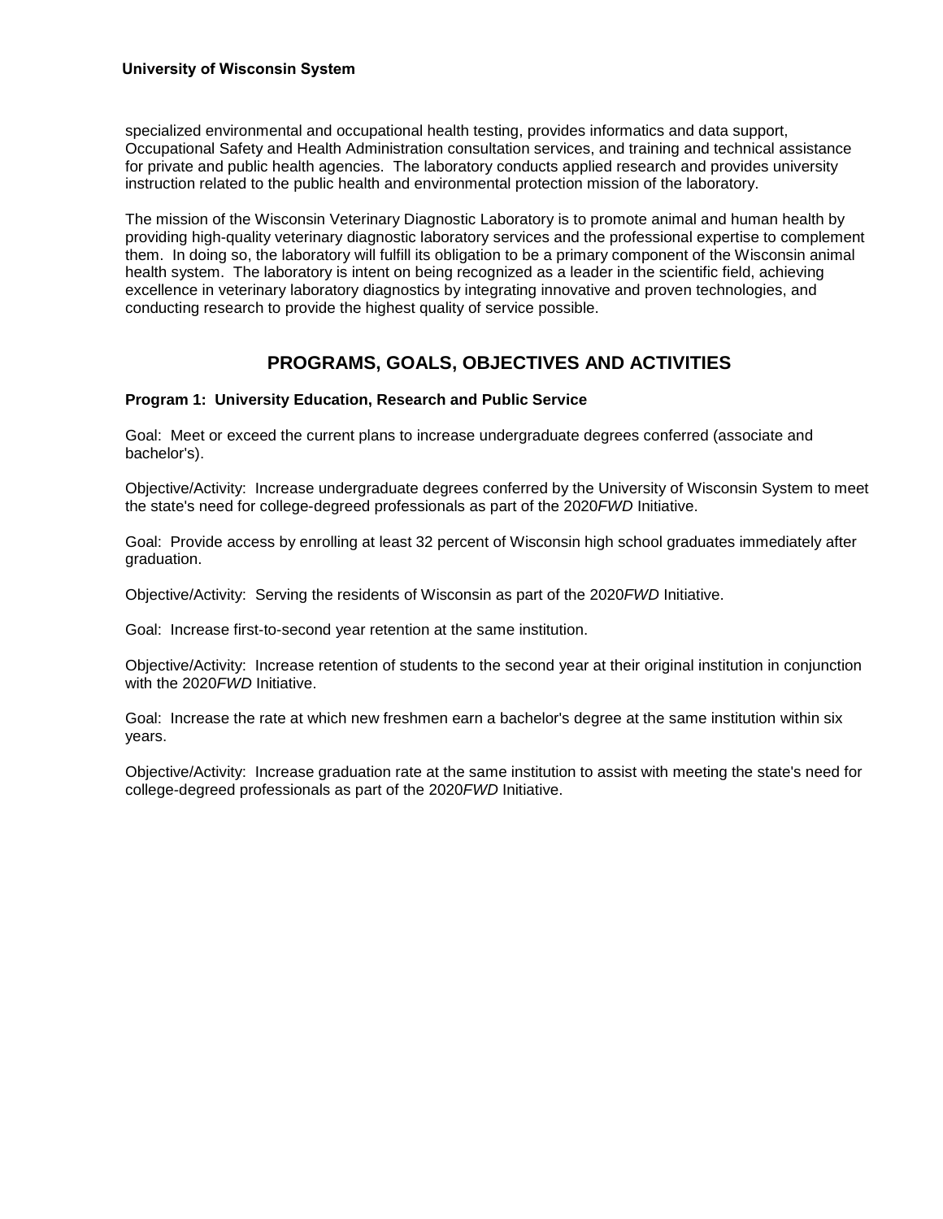specialized environmental and occupational health testing, provides informatics and data support, Occupational Safety and Health Administration consultation services, and training and technical assistance for private and public health agencies. The laboratory conducts applied research and provides university instruction related to the public health and environmental protection mission of the laboratory.

The mission of the Wisconsin Veterinary Diagnostic Laboratory is to promote animal and human health by providing high-quality veterinary diagnostic laboratory services and the professional expertise to complement them. In doing so, the laboratory will fulfill its obligation to be a primary component of the Wisconsin animal health system. The laboratory is intent on being recognized as a leader in the scientific field, achieving excellence in veterinary laboratory diagnostics by integrating innovative and proven technologies, and conducting research to provide the highest quality of service possible.

## PROGRAMS, GOALS, OBJECTIVES AND ACTIVITIES

**Program 1: University Education, Research and Public Service**

Goal: Meet or exceed the current plans to increase undergraduate degrees conferred (associate and bachelor's).

Objective/Activity: Increase undergraduate degrees conferred by the University of Wisconsin System to meet the state's need for college-degreed professionals as part of the 2020*FWD* Initiative.

Goal: Provide access by enrolling at least 32 percent of Wisconsin high school graduates immediately after graduation.

Objective/Activity: Serving the residents of Wisconsin as part of the 2020*FWD* Initiative.

Goal: Increase first-to-second year retention at the same institution.

Objective/Activity: Increase retention of students to the second year at their original institution in conjunction with the 2020*FWD* Initiative.

Goal: Increase the rate at which new freshmen earn a bachelor's degree at the same institution within six years.

Objective/Activity: Increase graduation rate at the same institution to assist with meeting the state's need for college-degreed professionals as part of the 2020*FWD* Initiative.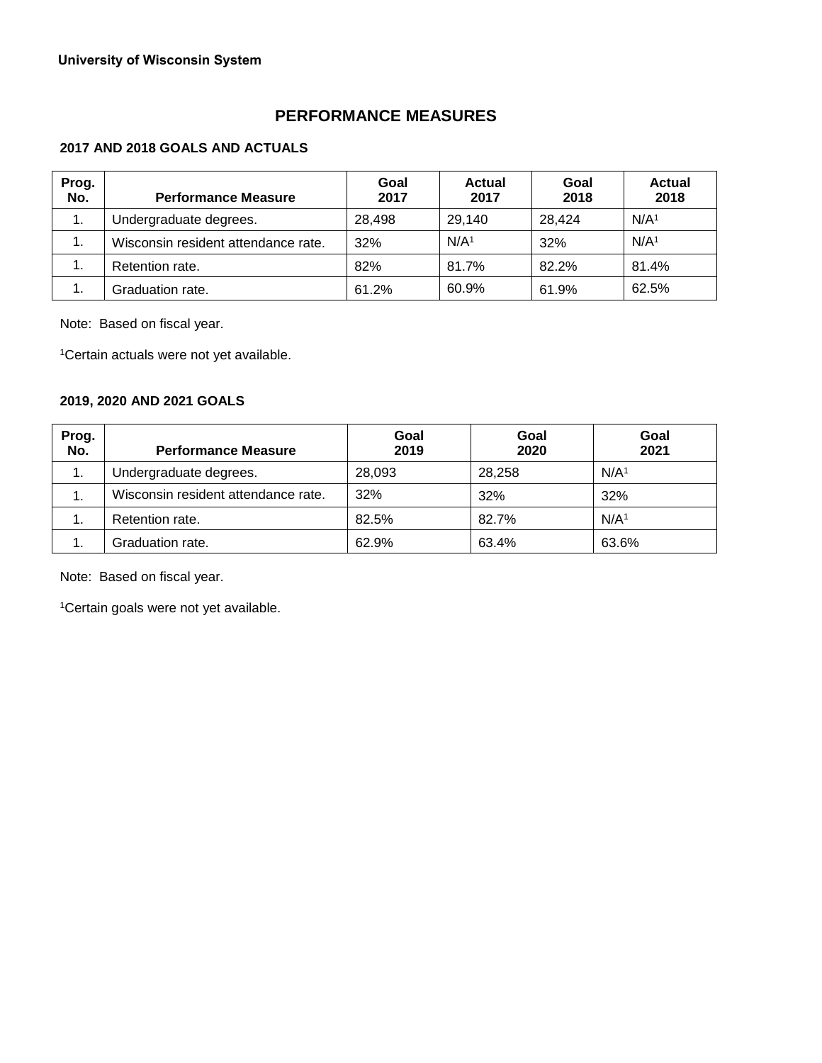**University of Wisconsin System**

# PERFORMANCE MEASURES

## 2017 AND 2018 GOALS AND ACTUALS

| Prog. No. | Performance Measure | Goal 2017 | Actual 2017 | Goal 2018 | Actual 2018 |
|---|---|---|---|---|---|
| 1. | Undergraduate degrees. | 28,498 | 29,140 | 28,424 | N/A[1] |
| 1. | Wisconsin resident attendance rate. | 32% | N/A[1] | 32% | N/A[1] |
| 1. | Retention rate. | 82% | 81.7% | 82.2% | 81.4% |
| 1. | Graduation rate. | 61.2% | 60.9% | 61.9% | 62.5% |

Note: Based on fiscal year.

[1]Certain actuals were not yet available.

## 2019, 2020 AND 2021 GOALS

| Prog. No. | Performance Measure | Goal 2019 | Goal 2020 | Goal 2021 |
|---|---|---|---|---|
| 1. | Undergraduate degrees. | 28,093 | 28,258 | N/A[1] |
| 1. | Wisconsin resident attendance rate. | 32% | 32% | 32% |
| 1. | Retention rate. | 82.5% | 82.7% | N/A[1] |
| 1. | Graduation rate. | 62.9% | 63.4% | 63.6% |

Note: Based on fiscal year.

[1]Certain goals were not yet available.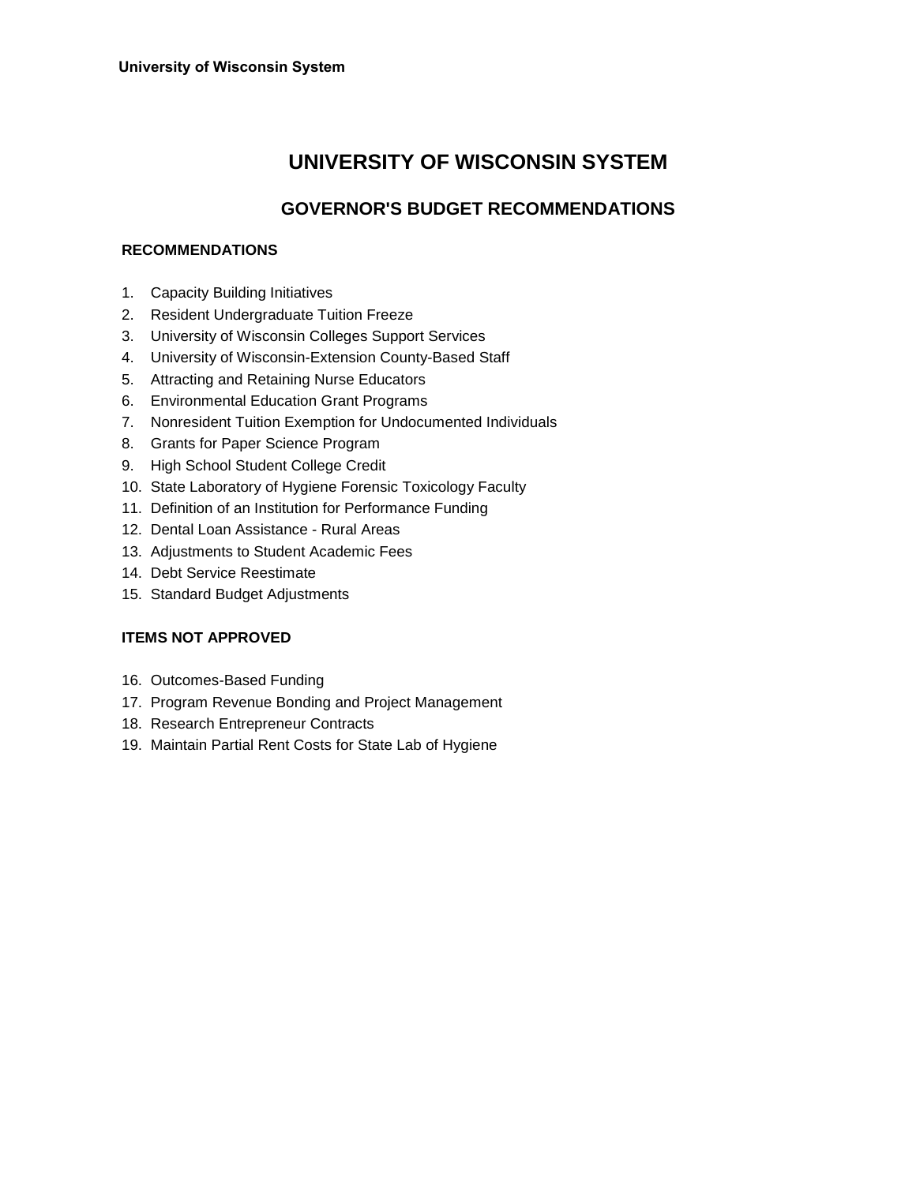# UNIVERSITY OF WISCONSIN SYSTEM

## GOVERNOR'S BUDGET RECOMMENDATIONS

### RECOMMENDATIONS

1. Capacity Building Initiatives
2. Resident Undergraduate Tuition Freeze
3. University of Wisconsin Colleges Support Services
4. University of Wisconsin-Extension County-Based Staff
5. Attracting and Retaining Nurse Educators
6. Environmental Education Grant Programs
7. Nonresident Tuition Exemption for Undocumented Individuals
8. Grants for Paper Science Program
9. High School Student College Credit
10. State Laboratory of Hygiene Forensic Toxicology Faculty
11. Definition of an Institution for Performance Funding
12. Dental Loan Assistance - Rural Areas
13. Adjustments to Student Academic Fees
14. Debt Service Reestimate
15. Standard Budget Adjustments

### ITEMS NOT APPROVED

16. Outcomes-Based Funding
17. Program Revenue Bonding and Project Management
18. Research Entrepreneur Contracts
19. Maintain Partial Rent Costs for State Lab of Hygiene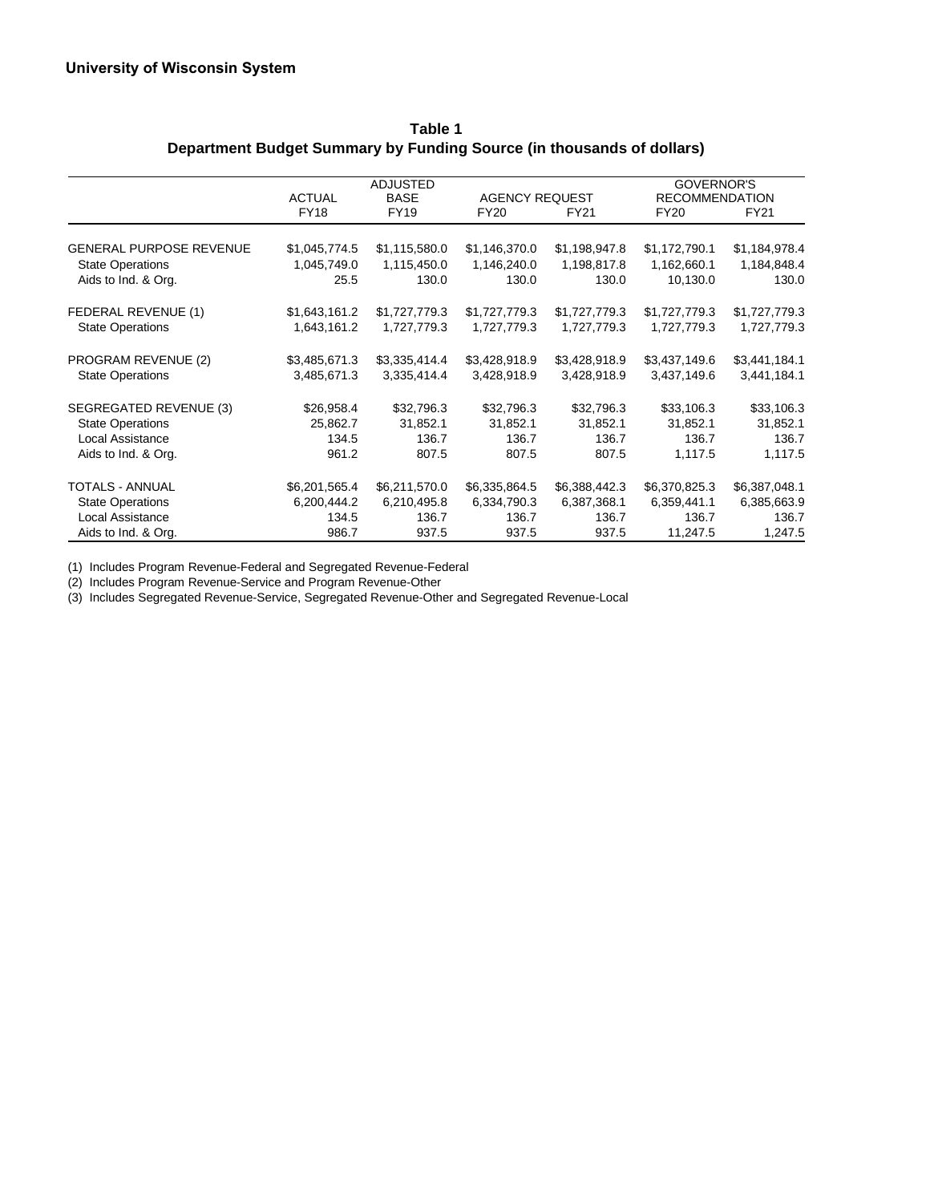**University of Wisconsin System**

**Table 1**
**Department Budget Summary by Funding Source (in thousands of dollars)**

| | ACTUAL | ADJUSTED BASE | AGENCY REQUEST | | GOVERNOR'S RECOMMENDATION | |
|---|---|---|---|---|---|---|
| | FY18 | FY19 | FY20 | FY21 | FY20 | FY21 |
| GENERAL PURPOSE REVENUE | $1,045,774.5 | $1,115,580.0 | $1,146,370.0 | $1,198,947.8 | $1,172,790.1 | $1,184,978.4 |
| State Operations | 1,045,749.0 | 1,115,450.0 | 1,146,240.0 | 1,198,817.8 | 1,162,660.1 | 1,184,848.4 |
| Aids to Ind. & Org. | 25.5 | 130.0 | 130.0 | 130.0 | 10,130.0 | 130.0 |
| FEDERAL REVENUE (1) | $1,643,161.2 | $1,727,779.3 | $1,727,779.3 | $1,727,779.3 | $1,727,779.3 | $1,727,779.3 |
| State Operations | 1,643,161.2 | 1,727,779.3 | 1,727,779.3 | 1,727,779.3 | 1,727,779.3 | 1,727,779.3 |
| PROGRAM REVENUE (2) | $3,485,671.3 | $3,335,414.4 | $3,428,918.9 | $3,428,918.9 | $3,437,149.6 | $3,441,184.1 |
| State Operations | 3,485,671.3 | 3,335,414.4 | 3,428,918.9 | 3,428,918.9 | 3,437,149.6 | 3,441,184.1 |
| SEGREGATED REVENUE (3) | $26,958.4 | $32,796.3 | $32,796.3 | $32,796.3 | $33,106.3 | $33,106.3 |
| State Operations | 25,862.7 | 31,852.1 | 31,852.1 | 31,852.1 | 31,852.1 | 31,852.1 |
| Local Assistance | 134.5 | 136.7 | 136.7 | 136.7 | 136.7 | 136.7 |
| Aids to Ind. & Org. | 961.2 | 807.5 | 807.5 | 807.5 | 1,117.5 | 1,117.5 |
| TOTALS - ANNUAL | $6,201,565.4 | $6,211,570.0 | $6,335,864.5 | $6,388,442.3 | $6,370,825.3 | $6,387,048.1 |
| State Operations | 6,200,444.2 | 6,210,495.8 | 6,334,790.3 | 6,387,368.1 | 6,359,441.1 | 6,385,663.9 |
| Local Assistance | 134.5 | 136.7 | 136.7 | 136.7 | 136.7 | 136.7 |
| Aids to Ind. & Org. | 986.7 | 937.5 | 937.5 | 937.5 | 11,247.5 | 1,247.5 |

(1) Includes Program Revenue-Federal and Segregated Revenue-Federal
(2) Includes Program Revenue-Service and Program Revenue-Other
(3) Includes Segregated Revenue-Service, Segregated Revenue-Other and Segregated Revenue-Local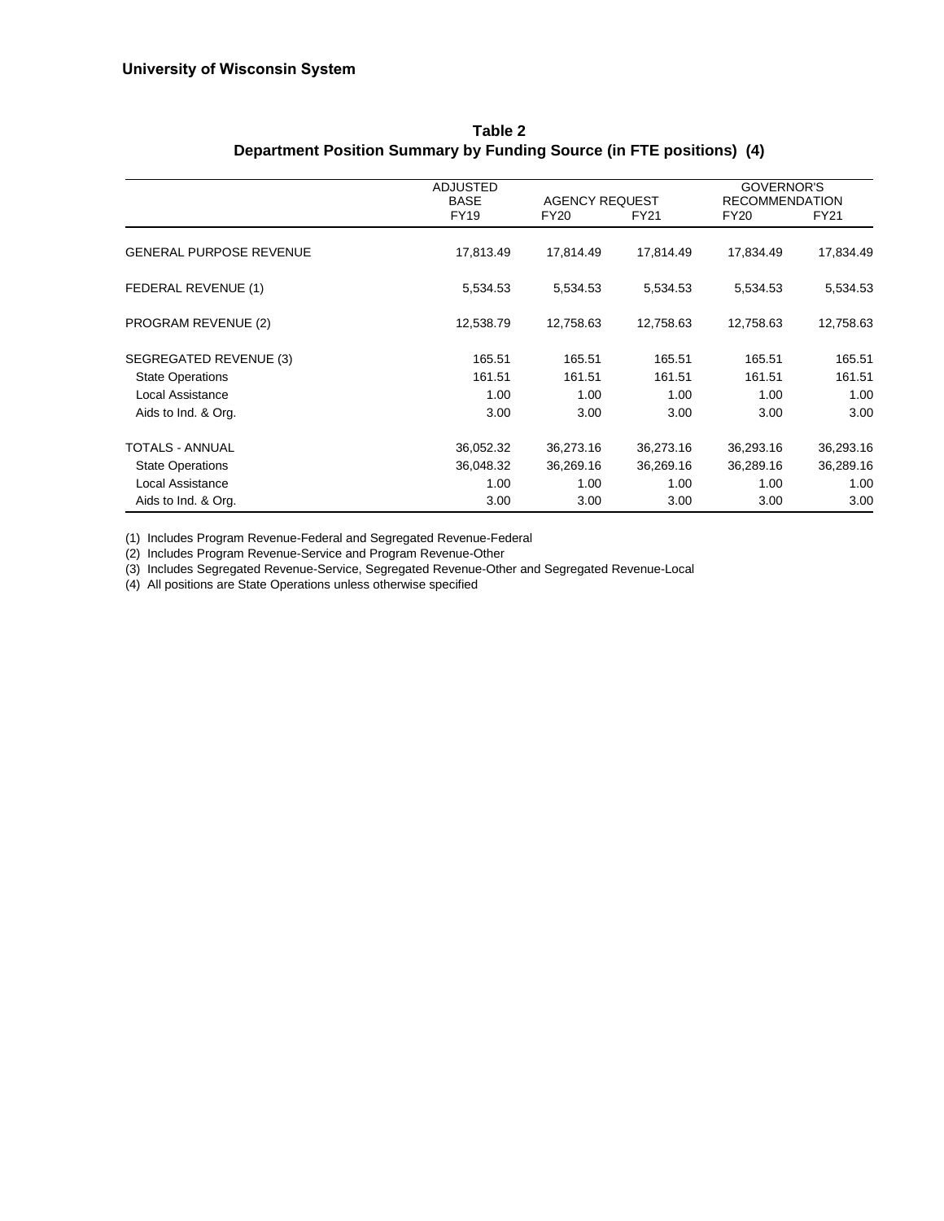**University of Wisconsin System**

## Table 2
## Department Position Summary by Funding Source (in FTE positions) (4)

| | ADJUSTED BASE | AGENCY REQUEST | | GOVERNOR'S RECOMMENDATION | |
|---|---|---|---|---|---|
| | FY19 | FY20 | FY21 | FY20 | FY21 |
| GENERAL PURPOSE REVENUE | 17,813.49 | 17,814.49 | 17,814.49 | 17,834.49 | 17,834.49 |
| FEDERAL REVENUE (1) | 5,534.53 | 5,534.53 | 5,534.53 | 5,534.53 | 5,534.53 |
| PROGRAM REVENUE (2) | 12,538.79 | 12,758.63 | 12,758.63 | 12,758.63 | 12,758.63 |
| SEGREGATED REVENUE (3) | 165.51 | 165.51 | 165.51 | 165.51 | 165.51 |
| State Operations | 161.51 | 161.51 | 161.51 | 161.51 | 161.51 |
| Local Assistance | 1.00 | 1.00 | 1.00 | 1.00 | 1.00 |
| Aids to Ind. & Org. | 3.00 | 3.00 | 3.00 | 3.00 | 3.00 |
| TOTALS - ANNUAL | 36,052.32 | 36,273.16 | 36,273.16 | 36,293.16 | 36,293.16 |
| State Operations | 36,048.32 | 36,269.16 | 36,269.16 | 36,289.16 | 36,289.16 |
| Local Assistance | 1.00 | 1.00 | 1.00 | 1.00 | 1.00 |
| Aids to Ind. & Org. | 3.00 | 3.00 | 3.00 | 3.00 | 3.00 |

(1) Includes Program Revenue-Federal and Segregated Revenue-Federal
(2) Includes Program Revenue-Service and Program Revenue-Other
(3) Includes Segregated Revenue-Service, Segregated Revenue-Other and Segregated Revenue-Local
(4) All positions are State Operations unless otherwise specified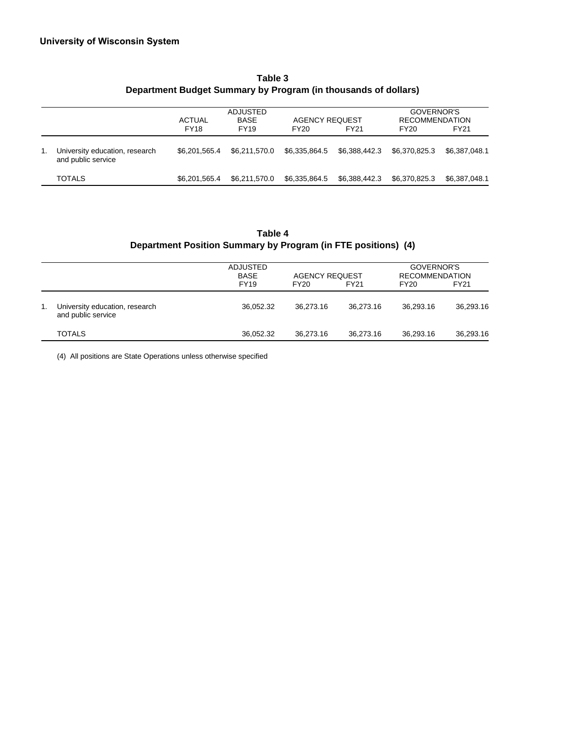**University of Wisconsin System**

**Table 3**
**Department Budget Summary by Program (in thousands of dollars)**

| | | ACTUAL | ADJUSTED BASE | AGENCY REQUEST | | GOVERNOR'S RECOMMENDATION | |
|---|---|---|---|---|---|---|---|
| | | FY18 | FY19 | FY20 | FY21 | FY20 | FY21 |
| 1. | University education, research and public service | $6,201,565.4 | $6,211,570.0 | $6,335,864.5 | $6,388,442.3 | $6,370,825.3 | $6,387,048.1 |
| | TOTALS | $6,201,565.4 | $6,211,570.0 | $6,335,864.5 | $6,388,442.3 | $6,370,825.3 | $6,387,048.1 |

**Table 4**
**Department Position Summary by Program (in FTE positions) (4)**

| | | ADJUSTED BASE | AGENCY REQUEST | | GOVERNOR'S RECOMMENDATION | |
|---|---|---|---|---|---|---|
| | | FY19 | FY20 | FY21 | FY20 | FY21 |
| 1. | University education, research and public service | 36,052.32 | 36,273.16 | 36,273.16 | 36,293.16 | 36,293.16 |
| | TOTALS | 36,052.32 | 36,273.16 | 36,273.16 | 36,293.16 | 36,293.16 |

(4) All positions are State Operations unless otherwise specified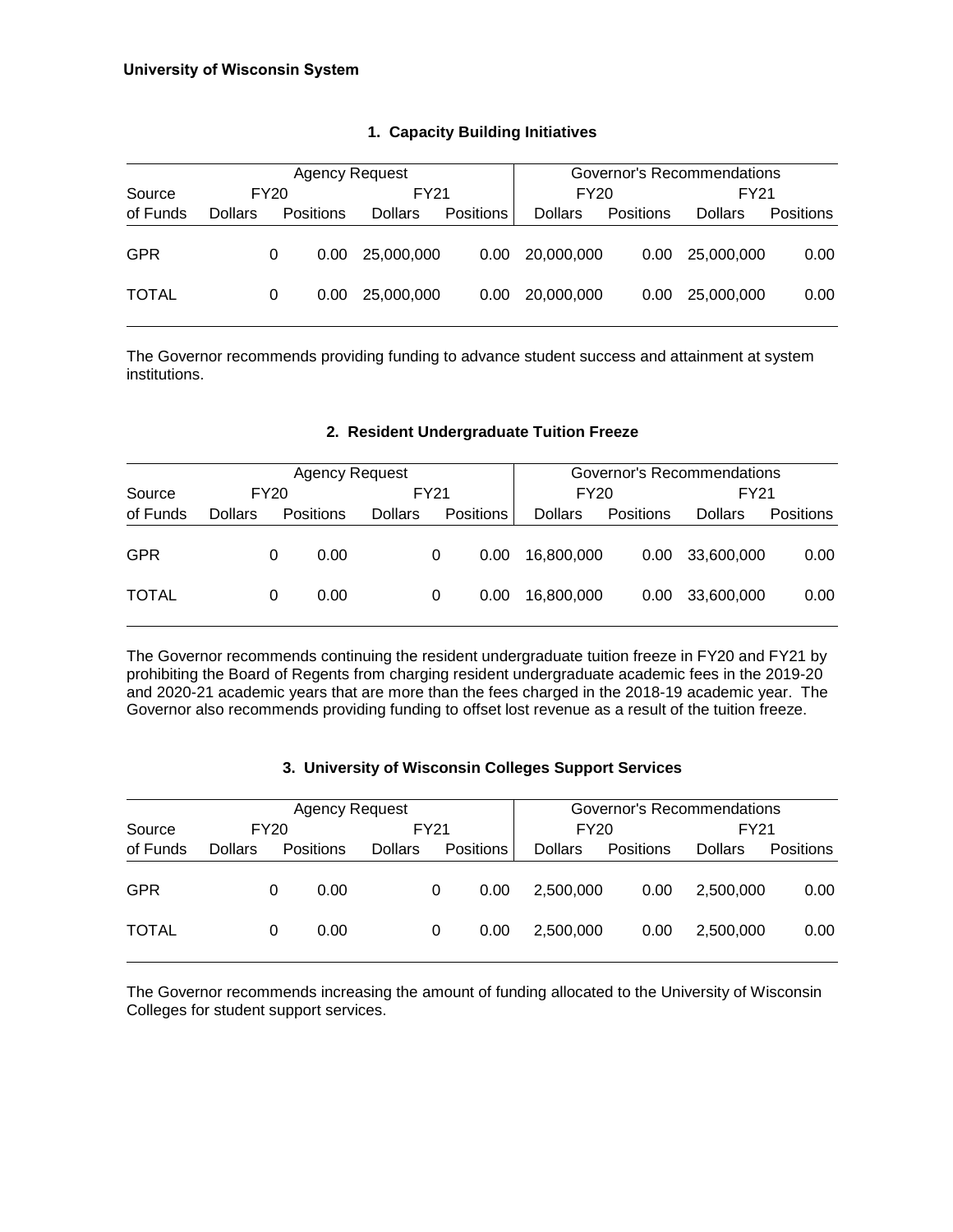**University of Wisconsin System**

### 1. Capacity Building Initiatives

| Source | Agency Request | | | | Governor's Recommendations | | | |
|---|---|---|---|---|---|---|---|---|
| | FY20 | | FY21 | | FY20 | | FY21 | |
| of Funds | Dollars | Positions | Dollars | Positions | Dollars | Positions | Dollars | Positions |
| GPR | 0 | 0.00 | 25,000,000 | 0.00 | 20,000,000 | 0.00 | 25,000,000 | 0.00 |
| TOTAL | 0 | 0.00 | 25,000,000 | 0.00 | 20,000,000 | 0.00 | 25,000,000 | 0.00 |

The Governor recommends providing funding to advance student success and attainment at system institutions.

### 2. Resident Undergraduate Tuition Freeze

| Source | Agency Request | | | | Governor's Recommendations | | | |
|---|---|---|---|---|---|---|---|---|
| | FY20 | | FY21 | | FY20 | | FY21 | |
| of Funds | Dollars | Positions | Dollars | Positions | Dollars | Positions | Dollars | Positions |
| GPR | 0 | 0.00 | 0 | 0.00 | 16,800,000 | 0.00 | 33,600,000 | 0.00 |
| TOTAL | 0 | 0.00 | 0 | 0.00 | 16,800,000 | 0.00 | 33,600,000 | 0.00 |

The Governor recommends continuing the resident undergraduate tuition freeze in FY20 and FY21 by prohibiting the Board of Regents from charging resident undergraduate academic fees in the 2019-20 and 2020-21 academic years that are more than the fees charged in the 2018-19 academic year. The Governor also recommends providing funding to offset lost revenue as a result of the tuition freeze.

### 3. University of Wisconsin Colleges Support Services

| Source | Agency Request | | | | Governor's Recommendations | | | |
|---|---|---|---|---|---|---|---|---|
| | FY20 | | FY21 | | FY20 | | FY21 | |
| of Funds | Dollars | Positions | Dollars | Positions | Dollars | Positions | Dollars | Positions |
| GPR | 0 | 0.00 | 0 | 0.00 | 2,500,000 | 0.00 | 2,500,000 | 0.00 |
| TOTAL | 0 | 0.00 | 0 | 0.00 | 2,500,000 | 0.00 | 2,500,000 | 0.00 |

The Governor recommends increasing the amount of funding allocated to the University of Wisconsin Colleges for student support services.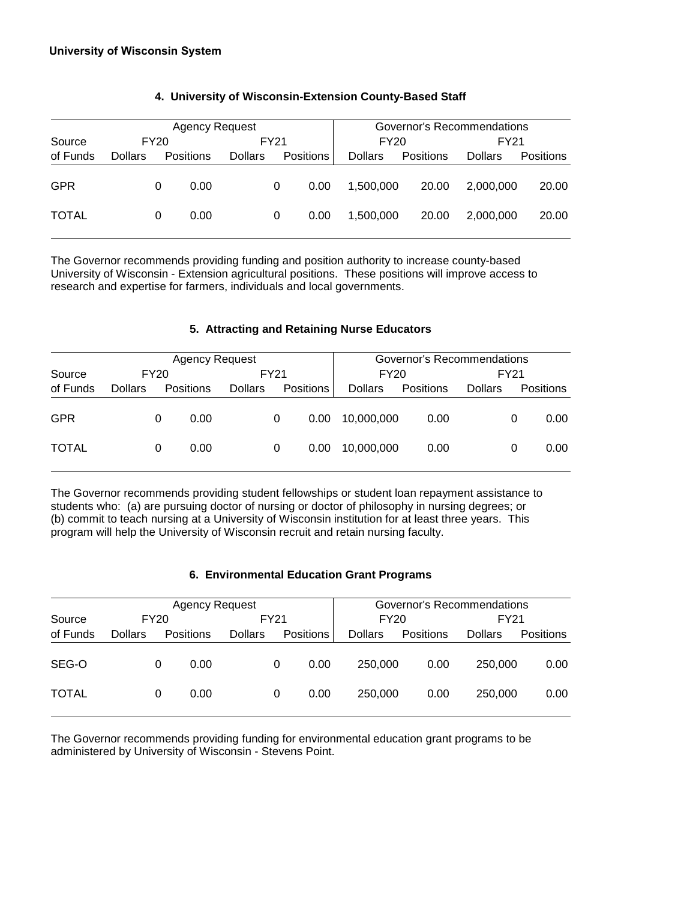## 4. University of Wisconsin-Extension County-Based Staff

| | Agency Request | | | | Governor's Recommendations | | | |
|---|---|---|---|---|---|---|---|---|
| Source | FY20 | | FY21 | | FY20 | | FY21 | |
| of Funds | Dollars | Positions | Dollars | Positions | Dollars | Positions | Dollars | Positions |
| GPR | 0 | 0.00 | 0 | 0.00 | 1,500,000 | 20.00 | 2,000,000 | 20.00 |
| TOTAL | 0 | 0.00 | 0 | 0.00 | 1,500,000 | 20.00 | 2,000,000 | 20.00 |

The Governor recommends providing funding and position authority to increase county-based University of Wisconsin - Extension agricultural positions. These positions will improve access to research and expertise for farmers, individuals and local governments.

## 5. Attracting and Retaining Nurse Educators

| | Agency Request | | | | Governor's Recommendations | | | |
|---|---|---|---|---|---|---|---|---|
| Source | FY20 | | FY21 | | FY20 | | FY21 | |
| of Funds | Dollars | Positions | Dollars | Positions | Dollars | Positions | Dollars | Positions |
| GPR | 0 | 0.00 | 0 | 0.00 | 10,000,000 | 0.00 | 0 | 0.00 |
| TOTAL | 0 | 0.00 | 0 | 0.00 | 10,000,000 | 0.00 | 0 | 0.00 |

The Governor recommends providing student fellowships or student loan repayment assistance to students who: (a) are pursuing doctor of nursing or doctor of philosophy in nursing degrees; or (b) commit to teach nursing at a University of Wisconsin institution for at least three years. This program will help the University of Wisconsin recruit and retain nursing faculty.

## 6. Environmental Education Grant Programs

| | Agency Request | | | | Governor's Recommendations | | | |
|---|---|---|---|---|---|---|---|---|
| Source | FY20 | | FY21 | | FY20 | | FY21 | |
| of Funds | Dollars | Positions | Dollars | Positions | Dollars | Positions | Dollars | Positions |
| SEG-O | 0 | 0.00 | 0 | 0.00 | 250,000 | 0.00 | 250,000 | 0.00 |
| TOTAL | 0 | 0.00 | 0 | 0.00 | 250,000 | 0.00 | 250,000 | 0.00 |

The Governor recommends providing funding for environmental education grant programs to be administered by University of Wisconsin - Stevens Point.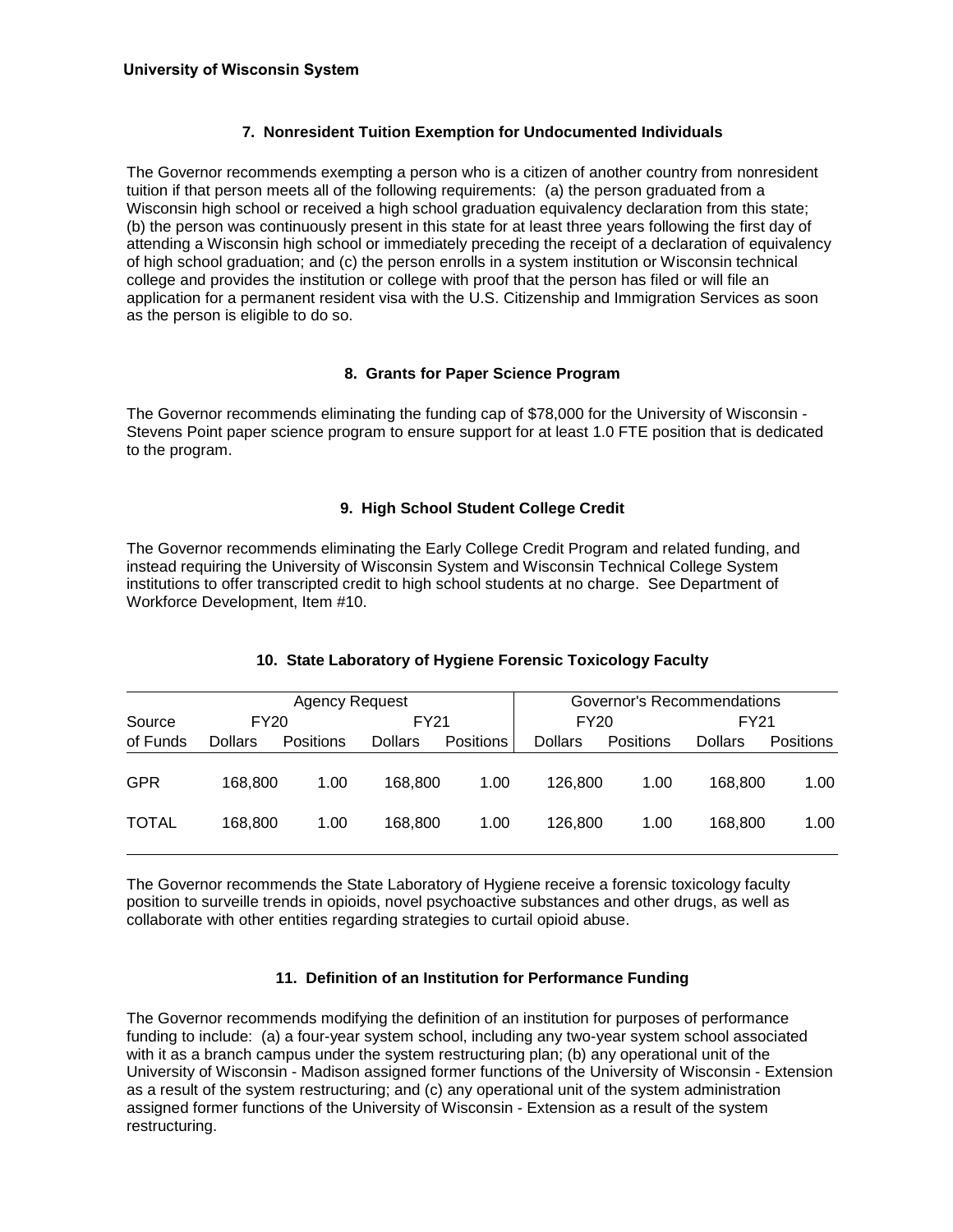## 7. Nonresident Tuition Exemption for Undocumented Individuals

The Governor recommends exempting a person who is a citizen of another country from nonresident tuition if that person meets all of the following requirements: (a) the person graduated from a Wisconsin high school or received a high school graduation equivalency declaration from this state; (b) the person was continuously present in this state for at least three years following the first day of attending a Wisconsin high school or immediately preceding the receipt of a declaration of equivalency of high school graduation; and (c) the person enrolls in a system institution or Wisconsin technical college and provides the institution or college with proof that the person has filed or will file an application for a permanent resident visa with the U.S. Citizenship and Immigration Services as soon as the person is eligible to do so.

## 8. Grants for Paper Science Program

The Governor recommends eliminating the funding cap of $78,000 for the University of Wisconsin - Stevens Point paper science program to ensure support for at least 1.0 FTE position that is dedicated to the program.

## 9. High School Student College Credit

The Governor recommends eliminating the Early College Credit Program and related funding, and instead requiring the University of Wisconsin System and Wisconsin Technical College System institutions to offer transcripted credit to high school students at no charge. See Department of Workforce Development, Item #10.

## 10. State Laboratory of Hygiene Forensic Toxicology Faculty

| Source | Agency Request | | | | Governor's Recommendations | | | |
|---|---|---|---|---|---|---|---|---|
| | FY20 | | FY21 | | FY20 | | FY21 | |
| of Funds | Dollars | Positions | Dollars | Positions | Dollars | Positions | Dollars | Positions |
| GPR | 168,800 | 1.00 | 168,800 | 1.00 | 126,800 | 1.00 | 168,800 | 1.00 |
| TOTAL | 168,800 | 1.00 | 168,800 | 1.00 | 126,800 | 1.00 | 168,800 | 1.00 |

The Governor recommends the State Laboratory of Hygiene receive a forensic toxicology faculty position to surveille trends in opioids, novel psychoactive substances and other drugs, as well as collaborate with other entities regarding strategies to curtail opioid abuse.

## 11. Definition of an Institution for Performance Funding

The Governor recommends modifying the definition of an institution for purposes of performance funding to include: (a) a four-year system school, including any two-year system school associated with it as a branch campus under the system restructuring plan; (b) any operational unit of the University of Wisconsin - Madison assigned former functions of the University of Wisconsin - Extension as a result of the system restructuring; and (c) any operational unit of the system administration assigned former functions of the University of Wisconsin - Extension as a result of the system restructuring.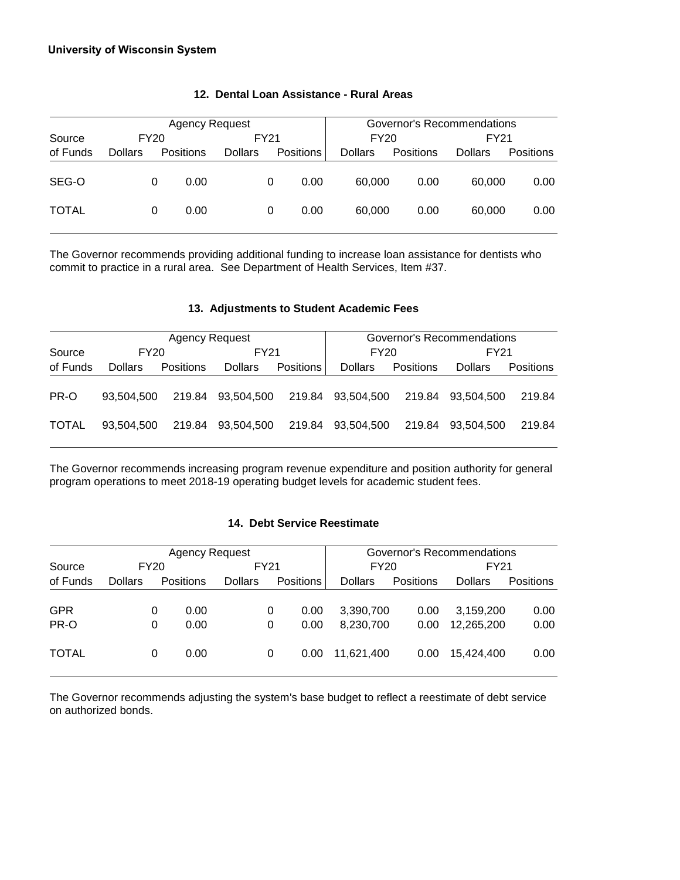**University of Wisconsin System**

### 12. Dental Loan Assistance - Rural Areas

| | Agency Request | | | | Governor's Recommendations | | | |
|---|---|---|---|---|---|---|---|---|
| Source | FY20 | | FY21 | | FY20 | | FY21 | |
| of Funds | Dollars | Positions | Dollars | Positions | Dollars | Positions | Dollars | Positions |
| SEG-O | 0 | 0.00 | 0 | 0.00 | 60,000 | 0.00 | 60,000 | 0.00 |
| TOTAL | 0 | 0.00 | 0 | 0.00 | 60,000 | 0.00 | 60,000 | 0.00 |

The Governor recommends providing additional funding to increase loan assistance for dentists who commit to practice in a rural area. See Department of Health Services, Item #37.

### 13. Adjustments to Student Academic Fees

| | Agency Request | | | | Governor's Recommendations | | | |
|---|---|---|---|---|---|---|---|---|
| Source | FY20 | | FY21 | | FY20 | | FY21 | |
| of Funds | Dollars | Positions | Dollars | Positions | Dollars | Positions | Dollars | Positions |
| PR-O | 93,504,500 | 219.84 | 93,504,500 | 219.84 | 93,504,500 | 219.84 | 93,504,500 | 219.84 |
| TOTAL | 93,504,500 | 219.84 | 93,504,500 | 219.84 | 93,504,500 | 219.84 | 93,504,500 | 219.84 |

The Governor recommends increasing program revenue expenditure and position authority for general program operations to meet 2018-19 operating budget levels for academic student fees.

### 14. Debt Service Reestimate

| | Agency Request | | | | Governor's Recommendations | | | |
|---|---|---|---|---|---|---|---|---|
| Source | FY20 | | FY21 | | FY20 | | FY21 | |
| of Funds | Dollars | Positions | Dollars | Positions | Dollars | Positions | Dollars | Positions |
| GPR | 0 | 0.00 | 0 | 0.00 | 3,390,700 | 0.00 | 3,159,200 | 0.00 |
| PR-O | 0 | 0.00 | 0 | 0.00 | 8,230,700 | 0.00 | 12,265,200 | 0.00 |
| TOTAL | 0 | 0.00 | 0 | 0.00 | 11,621,400 | 0.00 | 15,424,400 | 0.00 |

The Governor recommends adjusting the system's base budget to reflect a reestimate of debt service on authorized bonds.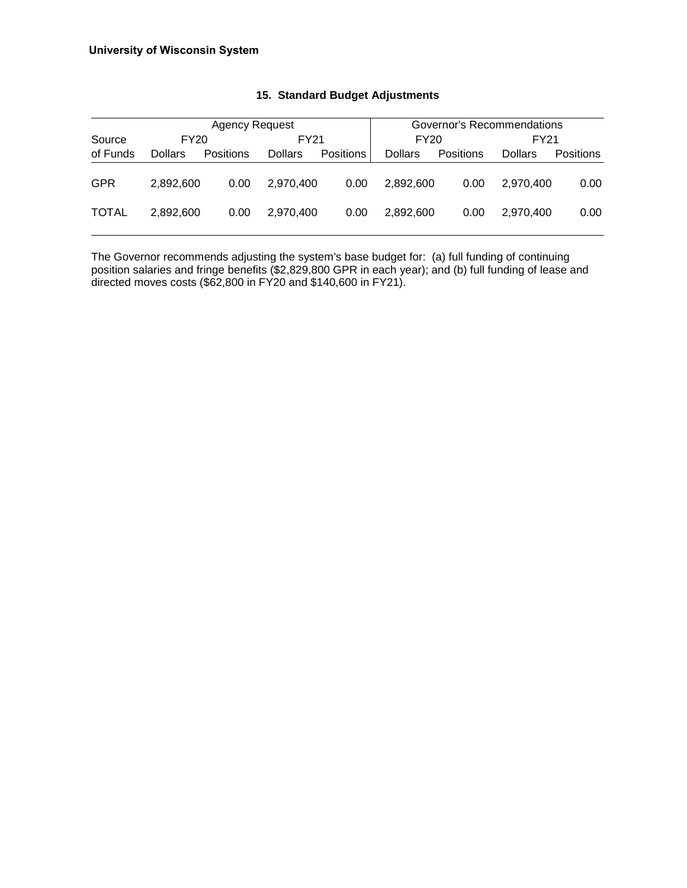**University of Wisconsin System**

### 15. Standard Budget Adjustments

| Source | Agency Request | | | | Governor's Recommendations | | | |
|---|---|---|---|---|---|---|---|---|
| | FY20 | | FY21 | | FY20 | | FY21 | |
| of Funds | Dollars | Positions | Dollars | Positions | Dollars | Positions | Dollars | Positions |
| GPR | 2,892,600 | 0.00 | 2,970,400 | 0.00 | 2,892,600 | 0.00 | 2,970,400 | 0.00 |
| TOTAL | 2,892,600 | 0.00 | 2,970,400 | 0.00 | 2,892,600 | 0.00 | 2,970,400 | 0.00 |

The Governor recommends adjusting the system's base budget for: (a) full funding of continuing position salaries and fringe benefits ($2,829,800 GPR in each year); and (b) full funding of lease and directed moves costs ($62,800 in FY20 and $140,600 in FY21).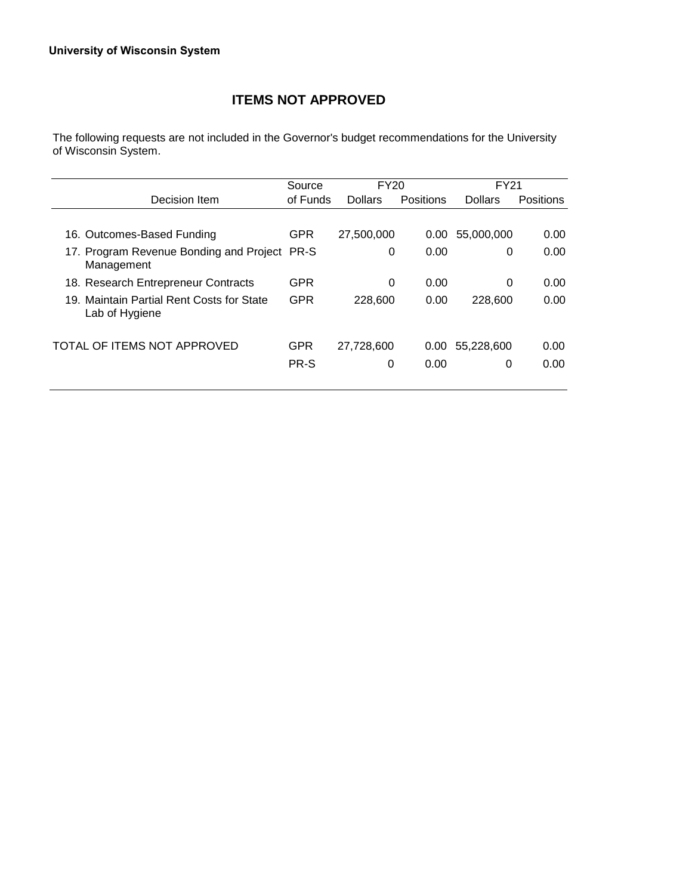**University of Wisconsin System**

## ITEMS NOT APPROVED

The following requests are not included in the Governor's budget recommendations for the University of Wisconsin System.

| Decision Item | Source of Funds | FY20 Dollars | FY20 Positions | FY21 Dollars | FY21 Positions |
|---|---|---|---|---|---|
| 16. Outcomes-Based Funding | GPR | 27,500,000 | 0.00 | 55,000,000 | 0.00 |
| 17. Program Revenue Bonding and Project Management | PR-S | 0 | 0.00 | 0 | 0.00 |
| 18. Research Entrepreneur Contracts | GPR | 0 | 0.00 | 0 | 0.00 |
| 19. Maintain Partial Rent Costs for State Lab of Hygiene | GPR | 228,600 | 0.00 | 228,600 | 0.00 |
| TOTAL OF ITEMS NOT APPROVED | GPR | 27,728,600 | 0.00 | 55,228,600 | 0.00 |
| | PR-S | 0 | 0.00 | 0 | 0.00 |